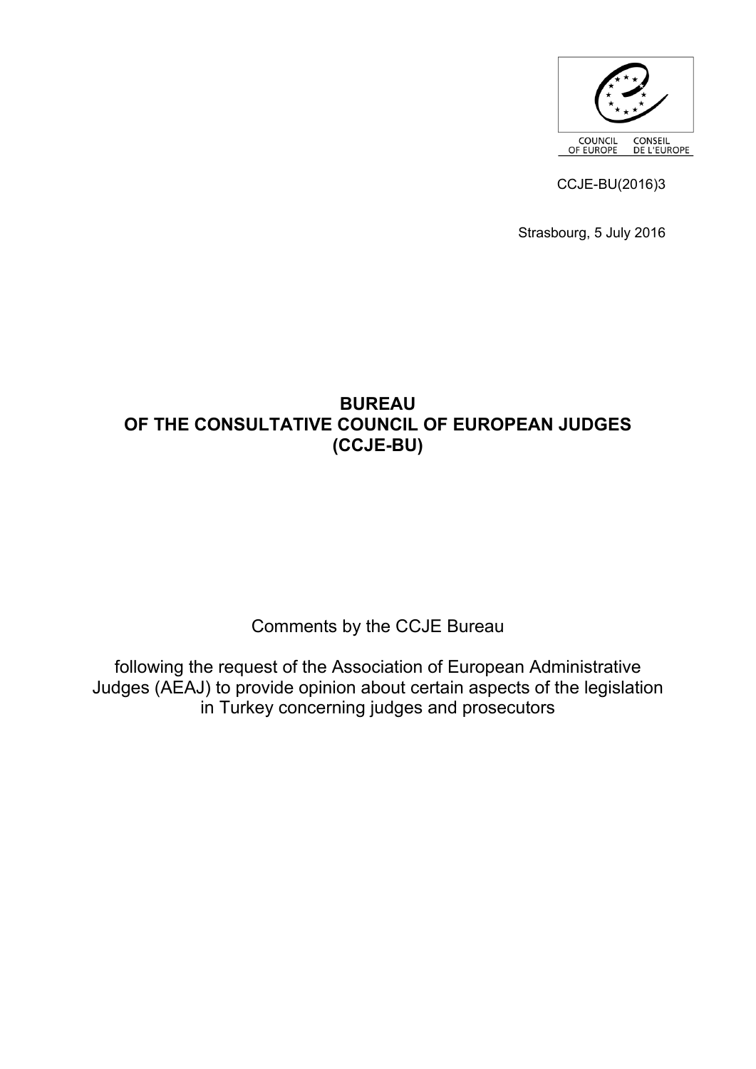COUNCIL OF EUROPE CONSEIL DE L'EUROPE

CCJE-BU(2016)3

Strasbourg, 5 July 2016

# BUREAU OF THE CONSULTATIVE COUNCIL OF EUROPEAN JUDGES (CCJE-BU)

Comments by the CCJE Bureau

following the request of the Association of European Administrative Judges (AEAJ) to provide opinion about certain aspects of the legislation in Turkey concerning judges and prosecutors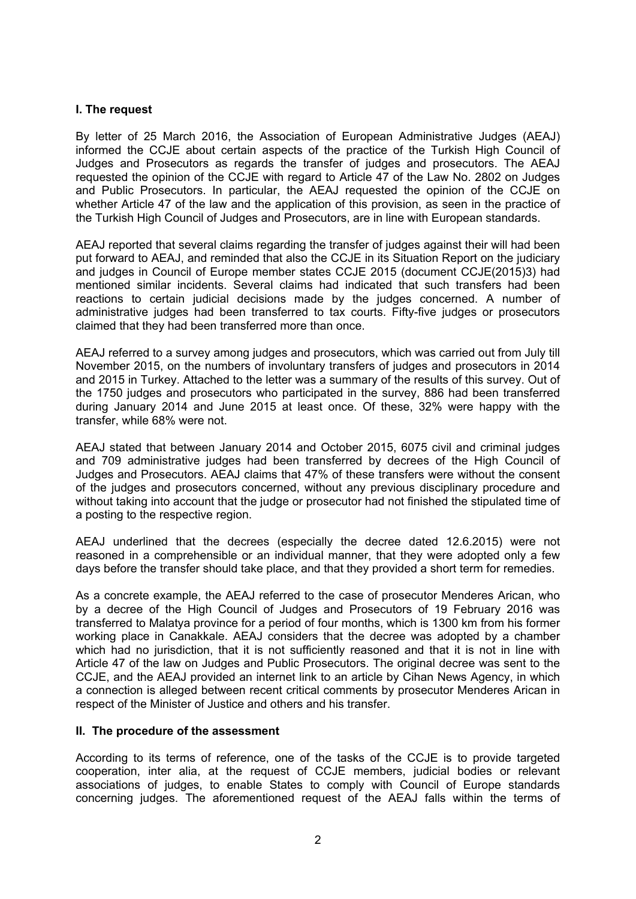## I. The request

By letter of 25 March 2016, the Association of European Administrative Judges (AEAJ) informed the CCJE about certain aspects of the practice of the Turkish High Council of Judges and Prosecutors as regards the transfer of judges and prosecutors. The AEAJ requested the opinion of the CCJE with regard to Article 47 of the Law No. 2802 on Judges and Public Prosecutors. In particular, the AEAJ requested the opinion of the CCJE on whether Article 47 of the law and the application of this provision, as seen in the practice of the Turkish High Council of Judges and Prosecutors, are in line with European standards.

AEAJ reported that several claims regarding the transfer of judges against their will had been put forward to AEAJ, and reminded that also the CCJE in its Situation Report on the judiciary and judges in Council of Europe member states CCJE 2015 (document CCJE(2015)3) had mentioned similar incidents. Several claims had indicated that such transfers had been reactions to certain judicial decisions made by the judges concerned. A number of administrative judges had been transferred to tax courts. Fifty-five judges or prosecutors claimed that they had been transferred more than once.

AEAJ referred to a survey among judges and prosecutors, which was carried out from July till November 2015, on the numbers of involuntary transfers of judges and prosecutors in 2014 and 2015 in Turkey. Attached to the letter was a summary of the results of this survey. Out of the 1750 judges and prosecutors who participated in the survey, 886 had been transferred during January 2014 and June 2015 at least once. Of these, 32% were happy with the transfer, while 68% were not.

AEAJ stated that between January 2014 and October 2015, 6075 civil and criminal judges and 709 administrative judges had been transferred by decrees of the High Council of Judges and Prosecutors. AEAJ claims that 47% of these transfers were without the consent of the judges and prosecutors concerned, without any previous disciplinary procedure and without taking into account that the judge or prosecutor had not finished the stipulated time of a posting to the respective region.

AEAJ underlined that the decrees (especially the decree dated 12.6.2015) were not reasoned in a comprehensible or an individual manner, that they were adopted only a few days before the transfer should take place, and that they provided a short term for remedies.

As a concrete example, the AEAJ referred to the case of prosecutor Menderes Arican, who by a decree of the High Council of Judges and Prosecutors of 19 February 2016 was transferred to Malatya province for a period of four months, which is 1300 km from his former working place in Canakkale. AEAJ considers that the decree was adopted by a chamber which had no jurisdiction, that it is not sufficiently reasoned and that it is not in line with Article 47 of the law on Judges and Public Prosecutors. The original decree was sent to the CCJE, and the AEAJ provided an internet link to an article by Cihan News Agency, in which a connection is alleged between recent critical comments by prosecutor Menderes Arican in respect of the Minister of Justice and others and his transfer.

## II. The procedure of the assessment

According to its terms of reference, one of the tasks of the CCJE is to provide targeted cooperation, inter alia, at the request of CCJE members, judicial bodies or relevant associations of judges, to enable States to comply with Council of Europe standards concerning judges. The aforementioned request of the AEAJ falls within the terms of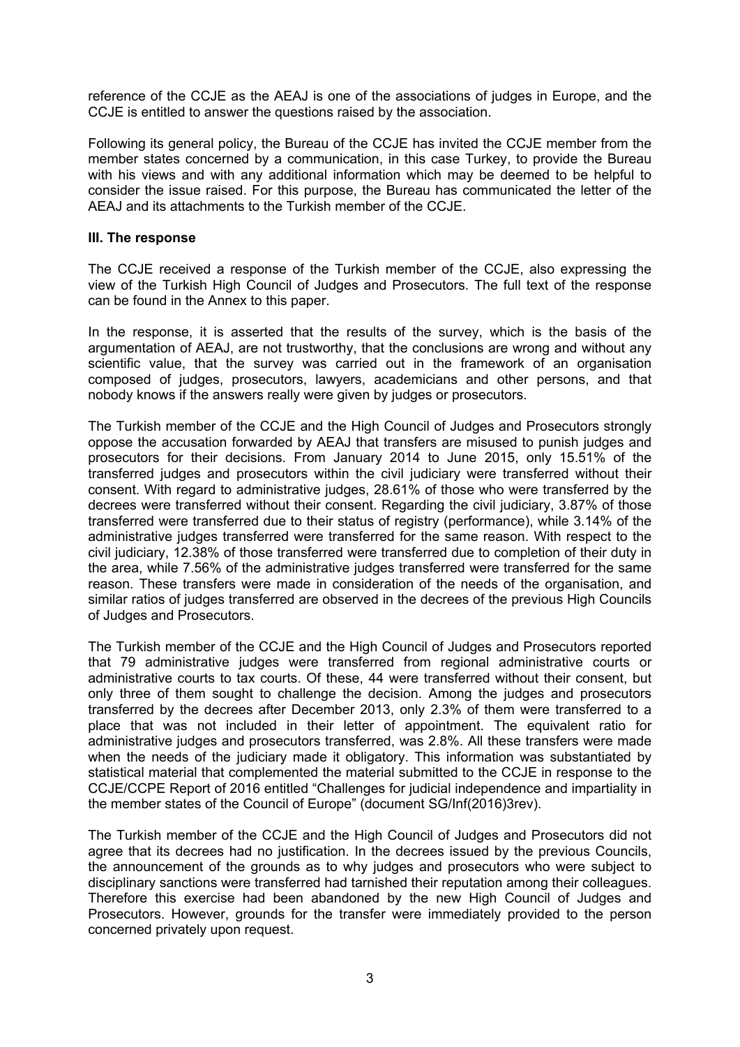reference of the CCJE as the AEAJ is one of the associations of judges in Europe, and the CCJE is entitled to answer the questions raised by the association.

Following its general policy, the Bureau of the CCJE has invited the CCJE member from the member states concerned by a communication, in this case Turkey, to provide the Bureau with his views and with any additional information which may be deemed to be helpful to consider the issue raised. For this purpose, the Bureau has communicated the letter of the AEAJ and its attachments to the Turkish member of the CCJE.

### III. The response

The CCJE received a response of the Turkish member of the CCJE, also expressing the view of the Turkish High Council of Judges and Prosecutors. The full text of the response can be found in the Annex to this paper.

In the response, it is asserted that the results of the survey, which is the basis of the argumentation of AEAJ, are not trustworthy, that the conclusions are wrong and without any scientific value, that the survey was carried out in the framework of an organisation composed of judges, prosecutors, lawyers, academicians and other persons, and that nobody knows if the answers really were given by judges or prosecutors.

The Turkish member of the CCJE and the High Council of Judges and Prosecutors strongly oppose the accusation forwarded by AEAJ that transfers are misused to punish judges and prosecutors for their decisions. From January 2014 to June 2015, only 15.51% of the transferred judges and prosecutors within the civil judiciary were transferred without their consent. With regard to administrative judges, 28.61% of those who were transferred by the decrees were transferred without their consent. Regarding the civil judiciary, 3.87% of those transferred were transferred due to their status of registry (performance), while 3.14% of the administrative judges transferred were transferred for the same reason. With respect to the civil judiciary, 12.38% of those transferred were transferred due to completion of their duty in the area, while 7.56% of the administrative judges transferred were transferred for the same reason. These transfers were made in consideration of the needs of the organisation, and similar ratios of judges transferred are observed in the decrees of the previous High Councils of Judges and Prosecutors.

The Turkish member of the CCJE and the High Council of Judges and Prosecutors reported that 79 administrative judges were transferred from regional administrative courts or administrative courts to tax courts. Of these, 44 were transferred without their consent, but only three of them sought to challenge the decision. Among the judges and prosecutors transferred by the decrees after December 2013, only 2.3% of them were transferred to a place that was not included in their letter of appointment. The equivalent ratio for administrative judges and prosecutors transferred, was 2.8%. All these transfers were made when the needs of the judiciary made it obligatory. This information was substantiated by statistical material that complemented the material submitted to the CCJE in response to the CCJE/CCPE Report of 2016 entitled "Challenges for judicial independence and impartiality in the member states of the Council of Europe" (document SG/Inf(2016)3rev).

The Turkish member of the CCJE and the High Council of Judges and Prosecutors did not agree that its decrees had no justification. In the decrees issued by the previous Councils, the announcement of the grounds as to why judges and prosecutors who were subject to disciplinary sanctions were transferred had tarnished their reputation among their colleagues. Therefore this exercise had been abandoned by the new High Council of Judges and Prosecutors. However, grounds for the transfer were immediately provided to the person concerned privately upon request.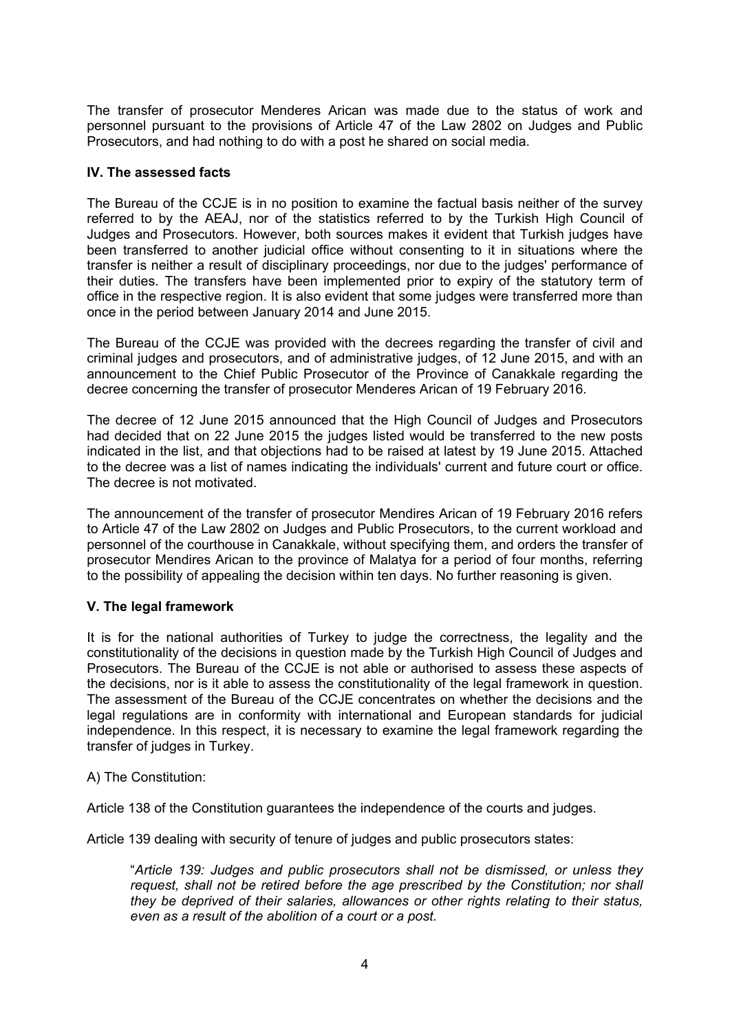The transfer of prosecutor Menderes Arican was made due to the status of work and personnel pursuant to the provisions of Article 47 of the Law 2802 on Judges and Public Prosecutors, and had nothing to do with a post he shared on social media.

## IV. The assessed facts

The Bureau of the CCJE is in no position to examine the factual basis neither of the survey referred to by the AEAJ, nor of the statistics referred to by the Turkish High Council of Judges and Prosecutors. However, both sources makes it evident that Turkish judges have been transferred to another judicial office without consenting to it in situations where the transfer is neither a result of disciplinary proceedings, nor due to the judges' performance of their duties. The transfers have been implemented prior to expiry of the statutory term of office in the respective region. It is also evident that some judges were transferred more than once in the period between January 2014 and June 2015.

The Bureau of the CCJE was provided with the decrees regarding the transfer of civil and criminal judges and prosecutors, and of administrative judges, of 12 June 2015, and with an announcement to the Chief Public Prosecutor of the Province of Canakkale regarding the decree concerning the transfer of prosecutor Menderes Arican of 19 February 2016.

The decree of 12 June 2015 announced that the High Council of Judges and Prosecutors had decided that on 22 June 2015 the judges listed would be transferred to the new posts indicated in the list, and that objections had to be raised at latest by 19 June 2015. Attached to the decree was a list of names indicating the individuals' current and future court or office. The decree is not motivated.

The announcement of the transfer of prosecutor Mendires Arican of 19 February 2016 refers to Article 47 of the Law 2802 on Judges and Public Prosecutors, to the current workload and personnel of the courthouse in Canakkale, without specifying them, and orders the transfer of prosecutor Mendires Arican to the province of Malatya for a period of four months, referring to the possibility of appealing the decision within ten days. No further reasoning is given.

## V. The legal framework

It is for the national authorities of Turkey to judge the correctness, the legality and the constitutionality of the decisions in question made by the Turkish High Council of Judges and Prosecutors. The Bureau of the CCJE is not able or authorised to assess these aspects of the decisions, nor is it able to assess the constitutionality of the legal framework in question. The assessment of the Bureau of the CCJE concentrates on whether the decisions and the legal regulations are in conformity with international and European standards for judicial independence. In this respect, it is necessary to examine the legal framework regarding the transfer of judges in Turkey.

A) The Constitution:

Article 138 of the Constitution guarantees the independence of the courts and judges.

Article 139 dealing with security of tenure of judges and public prosecutors states:

> "*Article 139: Judges and public prosecutors shall not be dismissed, or unless they request, shall not be retired before the age prescribed by the Constitution; nor shall they be deprived of their salaries, allowances or other rights relating to their status, even as a result of the abolition of a court or a post.*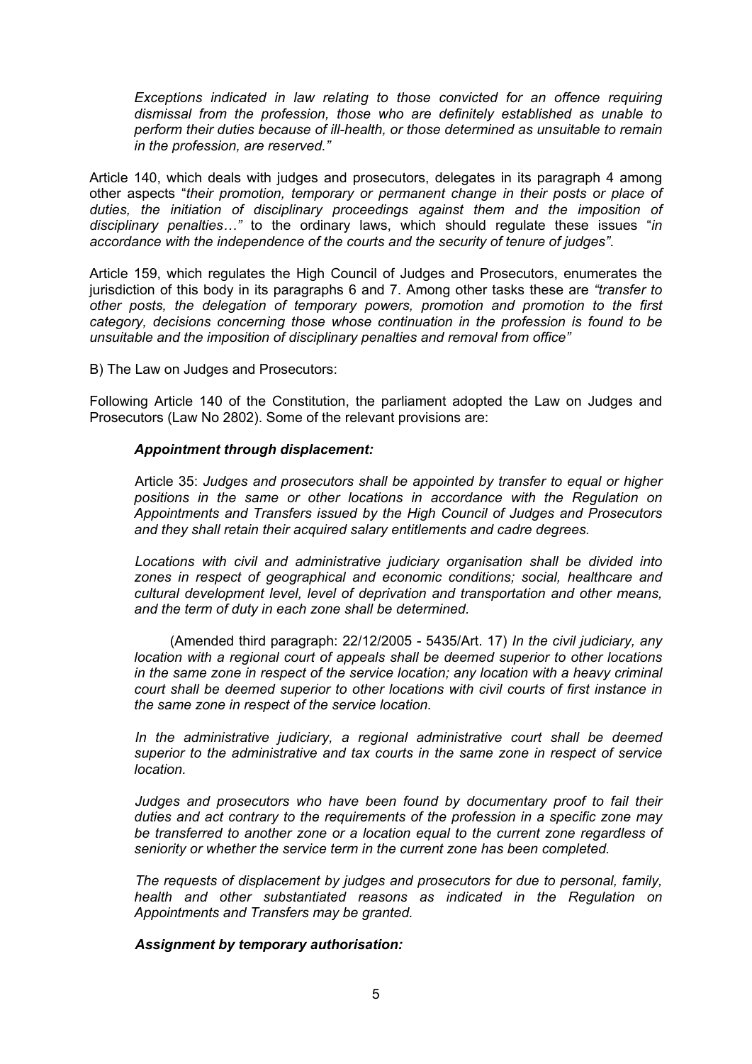*Exceptions indicated in law relating to those convicted for an offence requiring dismissal from the profession, those who are definitely established as unable to perform their duties because of ill-health, or those determined as unsuitable to remain in the profession, are reserved."*

Article 140, which deals with judges and prosecutors, delegates in its paragraph 4 among other aspects "*their promotion, temporary or permanent change in their posts or place of duties, the initiation of disciplinary proceedings against them and the imposition of disciplinary penalties…"* to the ordinary laws, which should regulate these issues "*in accordance with the independence of the courts and the security of tenure of judges"*.

Article 159, which regulates the High Council of Judges and Prosecutors, enumerates the jurisdiction of this body in its paragraphs 6 and 7. Among other tasks these are *"transfer to other posts, the delegation of temporary powers, promotion and promotion to the first category, decisions concerning those whose continuation in the profession is found to be unsuitable and the imposition of disciplinary penalties and removal from office"*

B) The Law on Judges and Prosecutors:

Following Article 140 of the Constitution, the parliament adopted the Law on Judges and Prosecutors (Law No 2802). Some of the relevant provisions are:

***Appointment through displacement:***

Article 35: *Judges and prosecutors shall be appointed by transfer to equal or higher positions in the same or other locations in accordance with the Regulation on Appointments and Transfers issued by the High Council of Judges and Prosecutors and they shall retain their acquired salary entitlements and cadre degrees.*

*Locations with civil and administrative judiciary organisation shall be divided into zones in respect of geographical and economic conditions; social, healthcare and cultural development level, level of deprivation and transportation and other means, and the term of duty in each zone shall be determined.*

(Amended third paragraph: 22/12/2005 - 5435/Art. 17) *In the civil judiciary, any location with a regional court of appeals shall be deemed superior to other locations in the same zone in respect of the service location; any location with a heavy criminal court shall be deemed superior to other locations with civil courts of first instance in the same zone in respect of the service location.*

*In the administrative judiciary, a regional administrative court shall be deemed superior to the administrative and tax courts in the same zone in respect of service location.*

*Judges and prosecutors who have been found by documentary proof to fail their duties and act contrary to the requirements of the profession in a specific zone may be transferred to another zone or a location equal to the current zone regardless of seniority or whether the service term in the current zone has been completed.*

*The requests of displacement by judges and prosecutors for due to personal, family, health and other substantiated reasons as indicated in the Regulation on Appointments and Transfers may be granted.*

***Assignment by temporary authorisation:***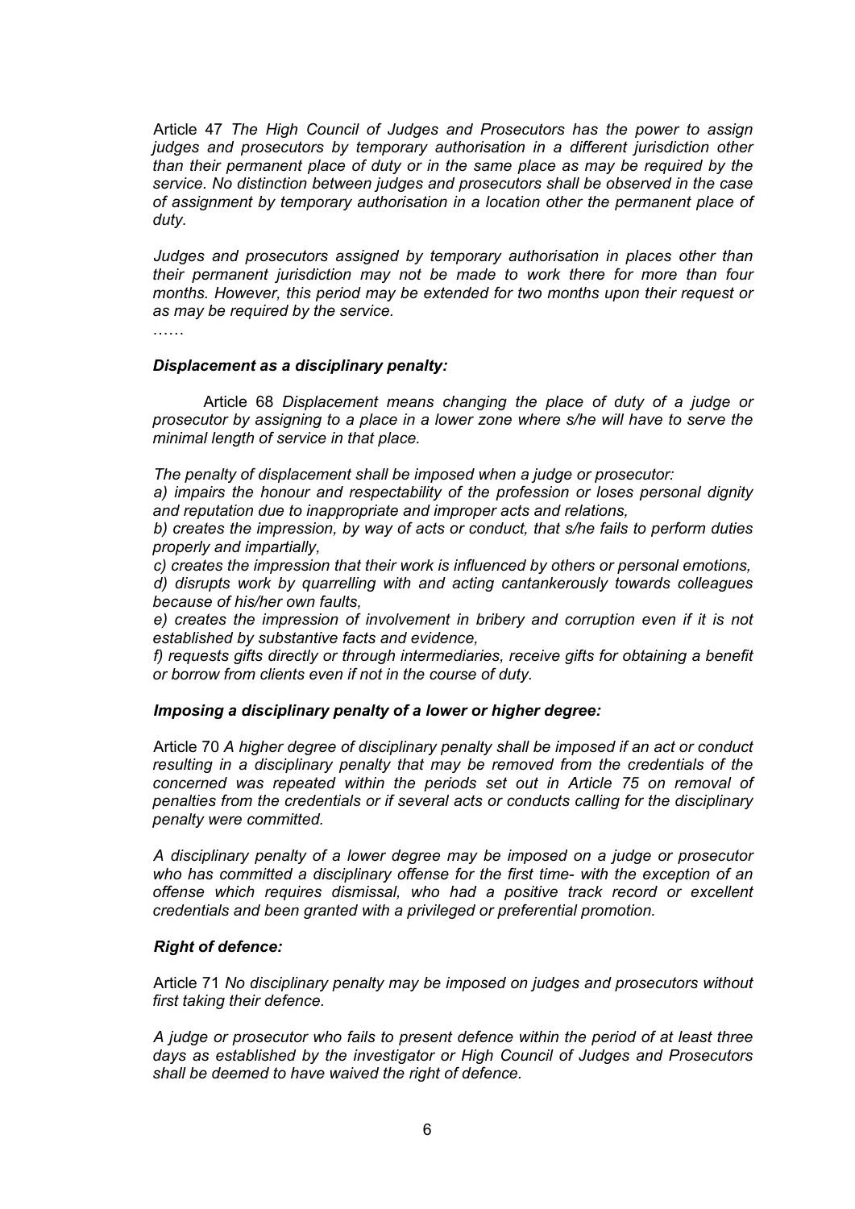Article 47 *The High Council of Judges and Prosecutors has the power to assign judges and prosecutors by temporary authorisation in a different jurisdiction other than their permanent place of duty or in the same place as may be required by the service. No distinction between judges and prosecutors shall be observed in the case of assignment by temporary authorisation in a location other the permanent place of duty.*

*Judges and prosecutors assigned by temporary authorisation in places other than their permanent jurisdiction may not be made to work there for more than four months. However, this period may be extended for two months upon their request or as may be required by the service.*

……

***Displacement as a disciplinary penalty:***

Article 68 *Displacement means changing the place of duty of a judge or prosecutor by assigning to a place in a lower zone where s/he will have to serve the minimal length of service in that place.*

*The penalty of displacement shall be imposed when a judge or prosecutor:*

*a) impairs the honour and respectability of the profession or loses personal dignity and reputation due to inappropriate and improper acts and relations,*

*b) creates the impression, by way of acts or conduct, that s/he fails to perform duties properly and impartially,*

*c) creates the impression that their work is influenced by others or personal emotions,*

*d) disrupts work by quarrelling with and acting cantankerously towards colleagues because of his/her own faults,*

*e) creates the impression of involvement in bribery and corruption even if it is not established by substantive facts and evidence,*

*f) requests gifts directly or through intermediaries, receive gifts for obtaining a benefit or borrow from clients even if not in the course of duty.*

***Imposing a disciplinary penalty of a lower or higher degree:***

Article 70 *A higher degree of disciplinary penalty shall be imposed if an act or conduct resulting in a disciplinary penalty that may be removed from the credentials of the concerned was repeated within the periods set out in Article 75 on removal of penalties from the credentials or if several acts or conducts calling for the disciplinary penalty were committed.*

*A disciplinary penalty of a lower degree may be imposed on a judge or prosecutor who has committed a disciplinary offense for the first time- with the exception of an offense which requires dismissal, who had a positive track record or excellent credentials and been granted with a privileged or preferential promotion.*

***Right of defence:***

Article 71 *No disciplinary penalty may be imposed on judges and prosecutors without first taking their defence.*

*A judge or prosecutor who fails to present defence within the period of at least three days as established by the investigator or High Council of Judges and Prosecutors shall be deemed to have waived the right of defence.*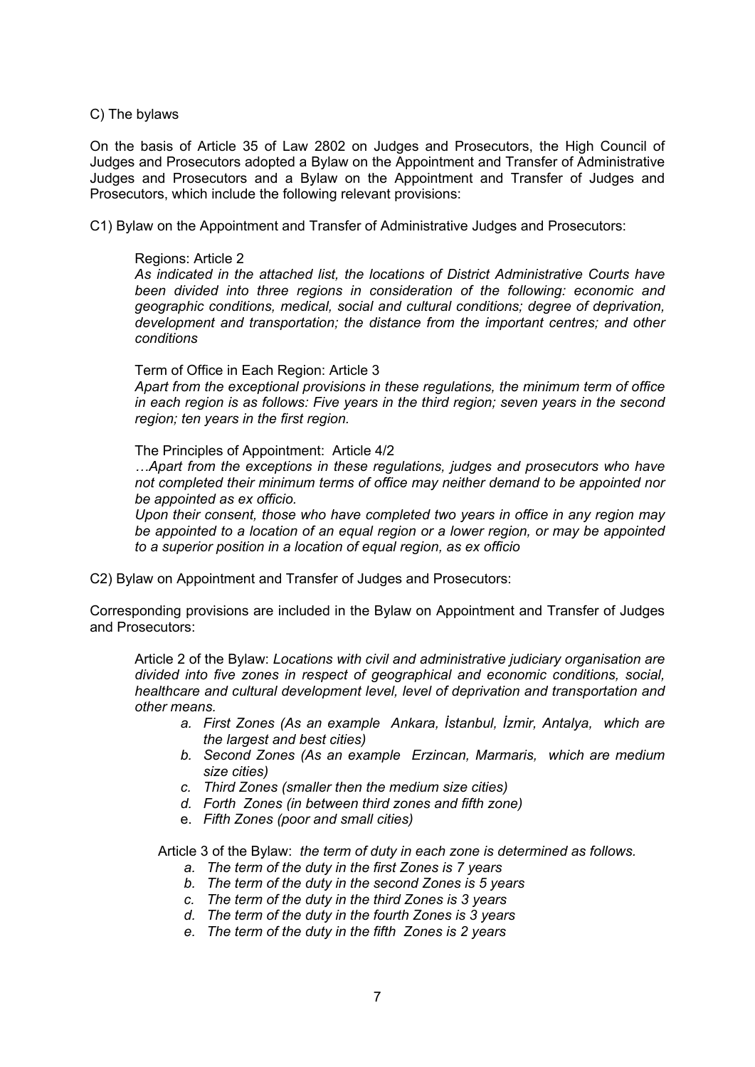C) The bylaws

On the basis of Article 35 of Law 2802 on Judges and Prosecutors, the High Council of Judges and Prosecutors adopted a Bylaw on the Appointment and Transfer of Administrative Judges and Prosecutors and a Bylaw on the Appointment and Transfer of Judges and Prosecutors, which include the following relevant provisions:

C1) Bylaw on the Appointment and Transfer of Administrative Judges and Prosecutors:

> Regions: Article 2
> *As indicated in the attached list, the locations of District Administrative Courts have been divided into three regions in consideration of the following: economic and geographic conditions, medical, social and cultural conditions; degree of deprivation, development and transportation; the distance from the important centres; and other conditions*
>
> Term of Office in Each Region: Article 3
> *Apart from the exceptional provisions in these regulations, the minimum term of office in each region is as follows: Five years in the third region; seven years in the second region; ten years in the first region.*
>
> The Principles of Appointment: Article 4/2
> *…Apart from the exceptions in these regulations, judges and prosecutors who have not completed their minimum terms of office may neither demand to be appointed nor be appointed as ex officio.*
> *Upon their consent, those who have completed two years in office in any region may be appointed to a location of an equal region or a lower region, or may be appointed to a superior position in a location of equal region, as ex officio*

C2) Bylaw on Appointment and Transfer of Judges and Prosecutors:

Corresponding provisions are included in the Bylaw on Appointment and Transfer of Judges and Prosecutors:

> Article 2 of the Bylaw: *Locations with civil and administrative judiciary organisation are divided into five zones in respect of geographical and economic conditions, social, healthcare and cultural development level, level of deprivation and transportation and other means.*
>
> a. *First Zones (As an example Ankara, İstanbul, İzmir, Antalya, which are the largest and best cities)*
> b. *Second Zones (As an example Erzincan, Marmaris, which are medium size cities)*
> c. *Third Zones (smaller then the medium size cities)*
> d. *Forth Zones (in between third zones and fifth zone)*
> e. *Fifth Zones (poor and small cities)*
>
> Article 3 of the Bylaw: *the term of duty in each zone is determined as follows.*
>
> a. *The term of the duty in the first Zones is 7 years*
> b. *The term of the duty in the second Zones is 5 years*
> c. *The term of the duty in the third Zones is 3 years*
> d. *The term of the duty in the fourth Zones is 3 years*
> e. *The term of the duty in the fifth Zones is 2 years*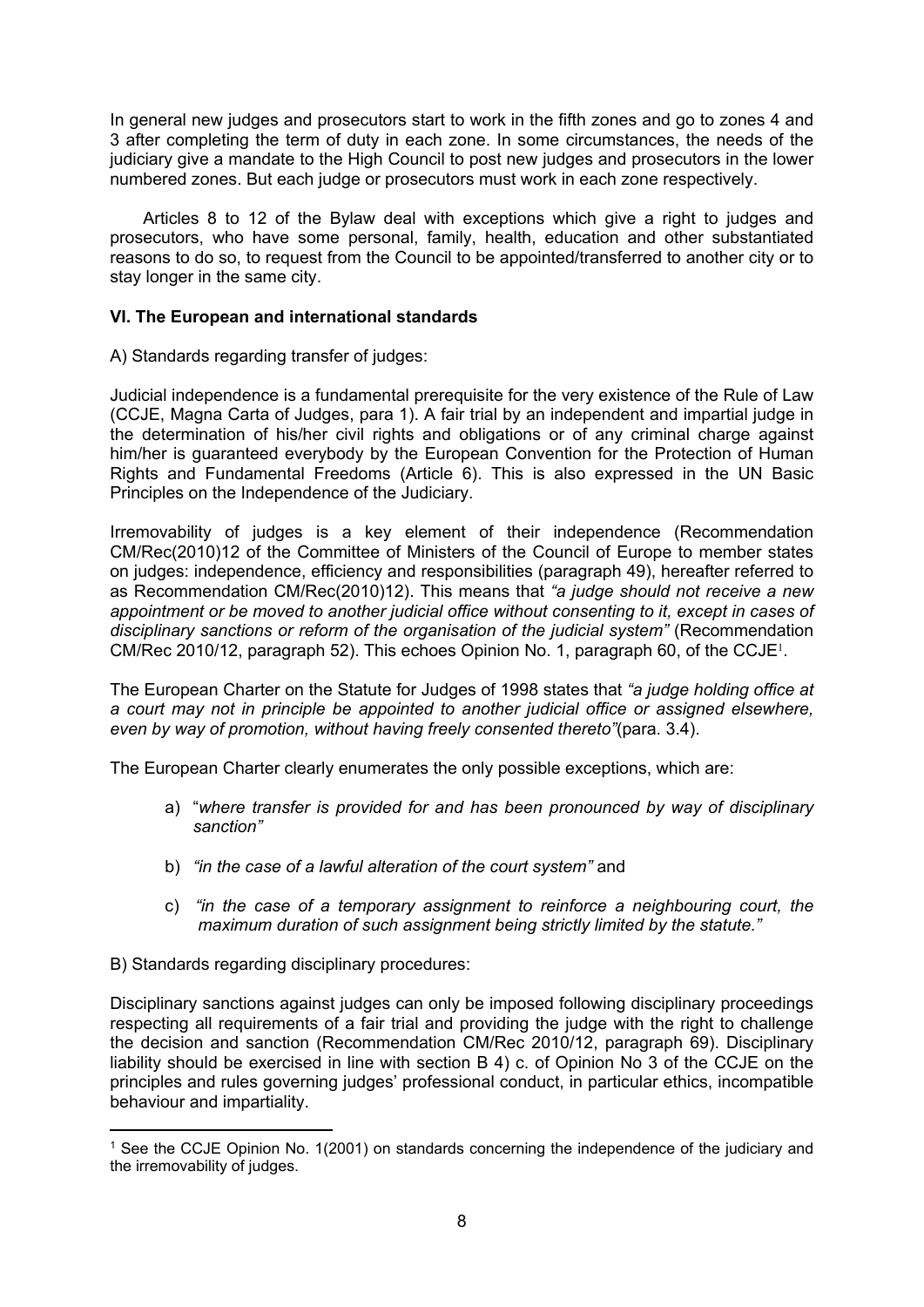In general new judges and prosecutors start to work in the fifth zones and go to zones 4 and 3 after completing the term of duty in each zone. In some circumstances, the needs of the judiciary give a mandate to the High Council to post new judges and prosecutors in the lower numbered zones. But each judge or prosecutors must work in each zone respectively.

Articles 8 to 12 of the Bylaw deal with exceptions which give a right to judges and prosecutors, who have some personal, family, health, education and other substantiated reasons to do so, to request from the Council to be appointed/transferred to another city or to stay longer in the same city.

## VI. The European and international standards

A) Standards regarding transfer of judges:

Judicial independence is a fundamental prerequisite for the very existence of the Rule of Law (CCJE, Magna Carta of Judges, para 1). A fair trial by an independent and impartial judge in the determination of his/her civil rights and obligations or of any criminal charge against him/her is guaranteed everybody by the European Convention for the Protection of Human Rights and Fundamental Freedoms (Article 6). This is also expressed in the UN Basic Principles on the Independence of the Judiciary.

Irremovability of judges is a key element of their independence (Recommendation CM/Rec(2010)12 of the Committee of Ministers of the Council of Europe to member states on judges: independence, efficiency and responsibilities (paragraph 49), hereafter referred to as Recommendation CM/Rec(2010)12). This means that *"a judge should not receive a new appointment or be moved to another judicial office without consenting to it, except in cases of disciplinary sanctions or reform of the organisation of the judicial system"* (Recommendation CM/Rec 2010/12, paragraph 52). This echoes Opinion No. 1, paragraph 60, of the CCJE[1].

The European Charter on the Statute for Judges of 1998 states that *"a judge holding office at a court may not in principle be appointed to another judicial office or assigned elsewhere, even by way of promotion, without having freely consented thereto"*(para. 3.4).

The European Charter clearly enumerates the only possible exceptions, which are:

a) "*where transfer is provided for and has been pronounced by way of disciplinary sanction"*

b) *"in the case of a lawful alteration of the court system"* and

c) *"in the case of a temporary assignment to reinforce a neighbouring court, the maximum duration of such assignment being strictly limited by the statute."*

B) Standards regarding disciplinary procedures:

Disciplinary sanctions against judges can only be imposed following disciplinary proceedings respecting all requirements of a fair trial and providing the judge with the right to challenge the decision and sanction (Recommendation CM/Rec 2010/12, paragraph 69). Disciplinary liability should be exercised in line with section B 4) c. of Opinion No 3 of the CCJE on the principles and rules governing judges' professional conduct, in particular ethics, incompatible behaviour and impartiality.

---

[1] See the CCJE Opinion No. 1(2001) on standards concerning the independence of the judiciary and the irremovability of judges.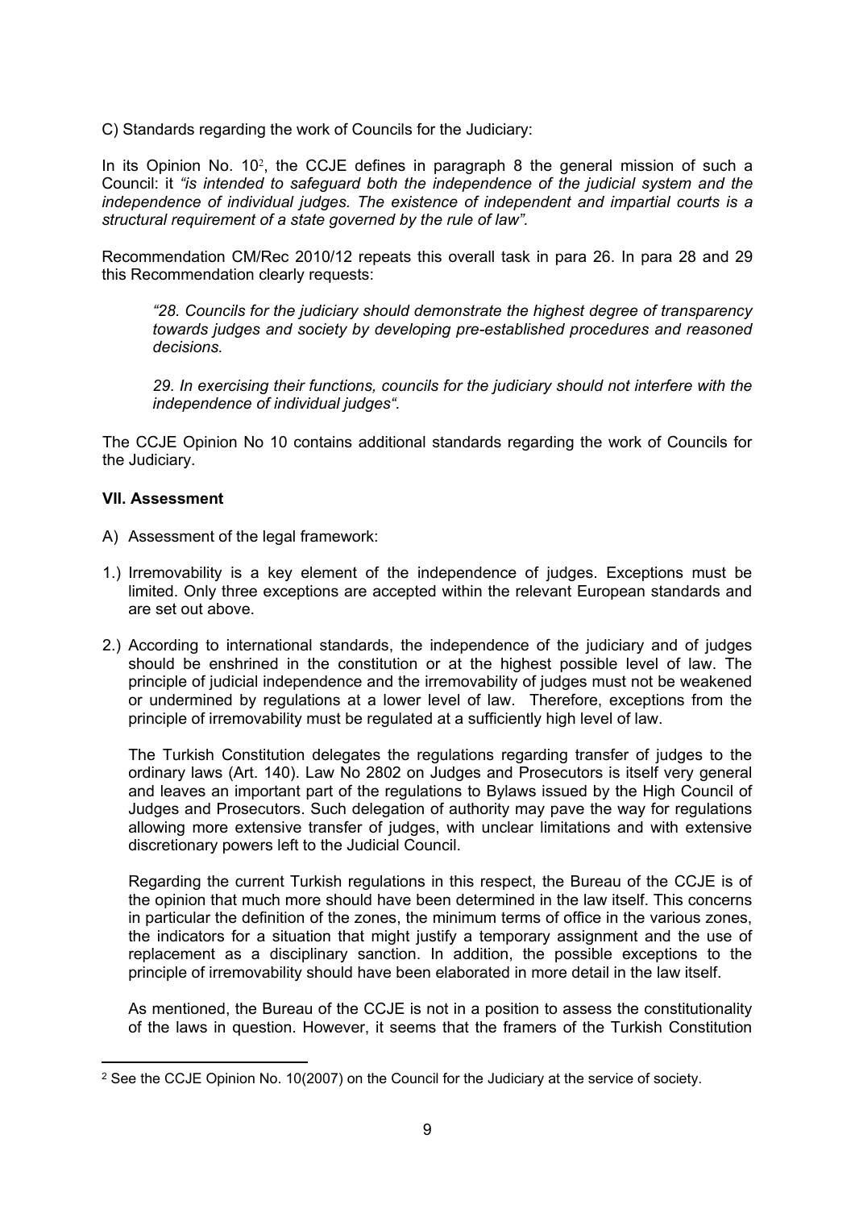C) Standards regarding the work of Councils for the Judiciary:

In its Opinion No. 10[2], the CCJE defines in paragraph 8 the general mission of such a Council: it *"is intended to safeguard both the independence of the judicial system and the independence of individual judges. The existence of independent and impartial courts is a structural requirement of a state governed by the rule of law".*

Recommendation CM/Rec 2010/12 repeats this overall task in para 26. In para 28 and 29 this Recommendation clearly requests:

> *"28. Councils for the judiciary should demonstrate the highest degree of transparency towards judges and society by developing pre-established procedures and reasoned decisions.*
>
> *29. In exercising their functions, councils for the judiciary should not interfere with the independence of individual judges".*

The CCJE Opinion No 10 contains additional standards regarding the work of Councils for the Judiciary.

### VII. Assessment

A) Assessment of the legal framework:

1.) Irremovability is a key element of the independence of judges. Exceptions must be limited. Only three exceptions are accepted within the relevant European standards and are set out above.

2.) According to international standards, the independence of the judiciary and of judges should be enshrined in the constitution or at the highest possible level of law. The principle of judicial independence and the irremovability of judges must not be weakened or undermined by regulations at a lower level of law. Therefore, exceptions from the principle of irremovability must be regulated at a sufficiently high level of law.

   The Turkish Constitution delegates the regulations regarding transfer of judges to the ordinary laws (Art. 140). Law No 2802 on Judges and Prosecutors is itself very general and leaves an important part of the regulations to Bylaws issued by the High Council of Judges and Prosecutors. Such delegation of authority may pave the way for regulations allowing more extensive transfer of judges, with unclear limitations and with extensive discretionary powers left to the Judicial Council.

   Regarding the current Turkish regulations in this respect, the Bureau of the CCJE is of the opinion that much more should have been determined in the law itself. This concerns in particular the definition of the zones, the minimum terms of office in the various zones, the indicators for a situation that might justify a temporary assignment and the use of replacement as a disciplinary sanction. In addition, the possible exceptions to the principle of irremovability should have been elaborated in more detail in the law itself.

   As mentioned, the Bureau of the CCJE is not in a position to assess the constitutionality of the laws in question. However, it seems that the framers of the Turkish Constitution

---

[2] See the CCJE Opinion No. 10(2007) on the Council for the Judiciary at the service of society.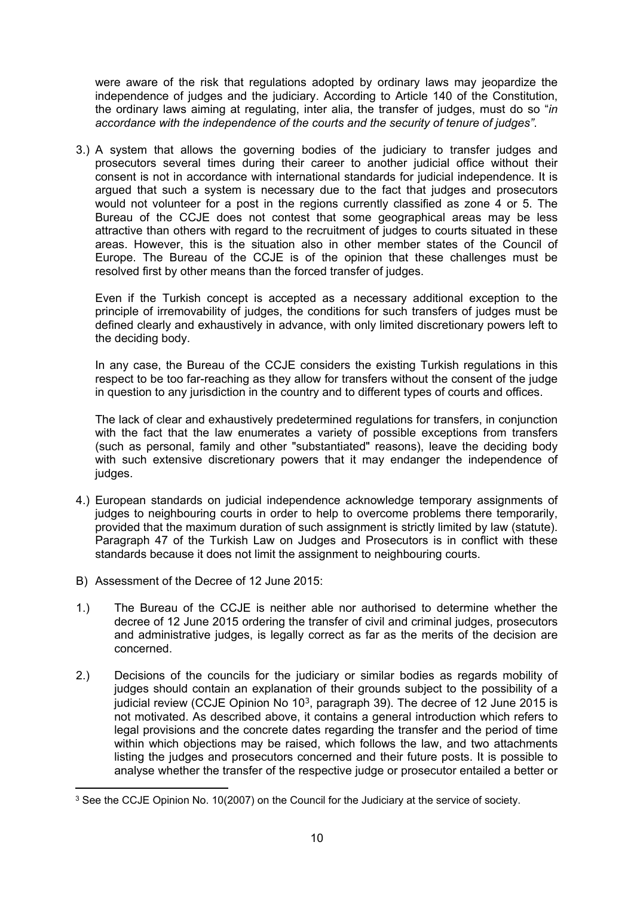were aware of the risk that regulations adopted by ordinary laws may jeopardize the independence of judges and the judiciary. According to Article 140 of the Constitution, the ordinary laws aiming at regulating, inter alia, the transfer of judges, must do so "*in accordance with the independence of the courts and the security of tenure of judges"*.

3.) A system that allows the governing bodies of the judiciary to transfer judges and prosecutors several times during their career to another judicial office without their consent is not in accordance with international standards for judicial independence. It is argued that such a system is necessary due to the fact that judges and prosecutors would not volunteer for a post in the regions currently classified as zone 4 or 5. The Bureau of the CCJE does not contest that some geographical areas may be less attractive than others with regard to the recruitment of judges to courts situated in these areas. However, this is the situation also in other member states of the Council of Europe. The Bureau of the CCJE is of the opinion that these challenges must be resolved first by other means than the forced transfer of judges.

   Even if the Turkish concept is accepted as a necessary additional exception to the principle of irremovability of judges, the conditions for such transfers of judges must be defined clearly and exhaustively in advance, with only limited discretionary powers left to the deciding body.

   In any case, the Bureau of the CCJE considers the existing Turkish regulations in this respect to be too far-reaching as they allow for transfers without the consent of the judge in question to any jurisdiction in the country and to different types of courts and offices.

   The lack of clear and exhaustively predetermined regulations for transfers, in conjunction with the fact that the law enumerates a variety of possible exceptions from transfers (such as personal, family and other "substantiated" reasons), leave the deciding body with such extensive discretionary powers that it may endanger the independence of judges.

4.) European standards on judicial independence acknowledge temporary assignments of judges to neighbouring courts in order to help to overcome problems there temporarily, provided that the maximum duration of such assignment is strictly limited by law (statute). Paragraph 47 of the Turkish Law on Judges and Prosecutors is in conflict with these standards because it does not limit the assignment to neighbouring courts.

B) Assessment of the Decree of 12 June 2015:

1.) The Bureau of the CCJE is neither able nor authorised to determine whether the decree of 12 June 2015 ordering the transfer of civil and criminal judges, prosecutors and administrative judges, is legally correct as far as the merits of the decision are concerned.

2.) Decisions of the councils for the judiciary or similar bodies as regards mobility of judges should contain an explanation of their grounds subject to the possibility of a judicial review (CCJE Opinion No 10[3], paragraph 39). The decree of 12 June 2015 is not motivated. As described above, it contains a general introduction which refers to legal provisions and the concrete dates regarding the transfer and the period of time within which objections may be raised, which follows the law, and two attachments listing the judges and prosecutors concerned and their future posts. It is possible to analyse whether the transfer of the respective judge or prosecutor entailed a better or

[3] See the CCJE Opinion No. 10(2007) on the Council for the Judiciary at the service of society.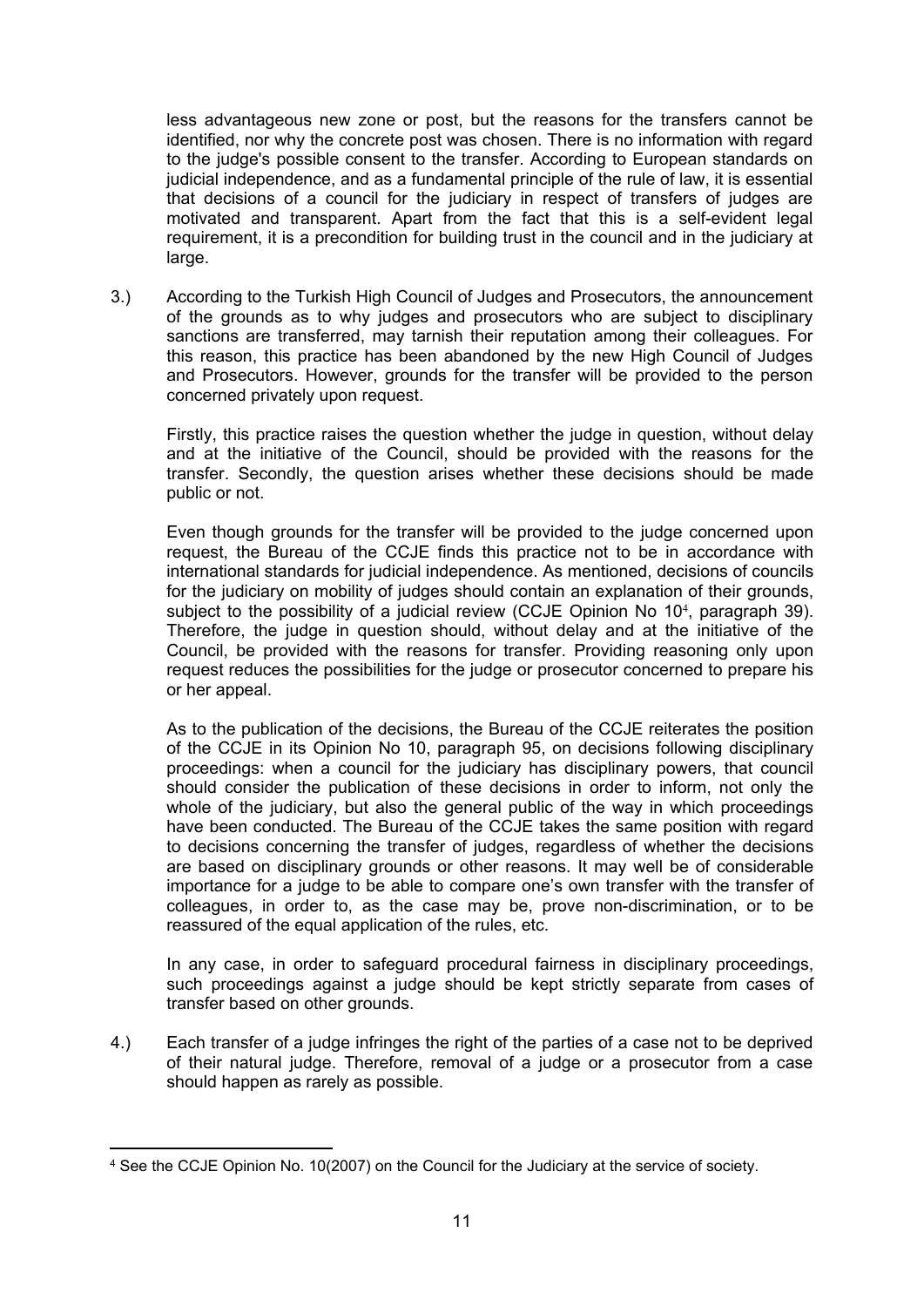less advantageous new zone or post, but the reasons for the transfers cannot be identified, nor why the concrete post was chosen. There is no information with regard to the judge's possible consent to the transfer. According to European standards on judicial independence, and as a fundamental principle of the rule of law, it is essential that decisions of a council for the judiciary in respect of transfers of judges are motivated and transparent. Apart from the fact that this is a self-evident legal requirement, it is a precondition for building trust in the council and in the judiciary at large.

3.) According to the Turkish High Council of Judges and Prosecutors, the announcement of the grounds as to why judges and prosecutors who are subject to disciplinary sanctions are transferred, may tarnish their reputation among their colleagues. For this reason, this practice has been abandoned by the new High Council of Judges and Prosecutors. However, grounds for the transfer will be provided to the person concerned privately upon request.

Firstly, this practice raises the question whether the judge in question, without delay and at the initiative of the Council, should be provided with the reasons for the transfer. Secondly, the question arises whether these decisions should be made public or not.

Even though grounds for the transfer will be provided to the judge concerned upon request, the Bureau of the CCJE finds this practice not to be in accordance with international standards for judicial independence. As mentioned, decisions of councils for the judiciary on mobility of judges should contain an explanation of their grounds, subject to the possibility of a judicial review (CCJE Opinion No 10[4], paragraph 39). Therefore, the judge in question should, without delay and at the initiative of the Council, be provided with the reasons for transfer. Providing reasoning only upon request reduces the possibilities for the judge or prosecutor concerned to prepare his or her appeal.

As to the publication of the decisions, the Bureau of the CCJE reiterates the position of the CCJE in its Opinion No 10, paragraph 95, on decisions following disciplinary proceedings: when a council for the judiciary has disciplinary powers, that council should consider the publication of these decisions in order to inform, not only the whole of the judiciary, but also the general public of the way in which proceedings have been conducted. The Bureau of the CCJE takes the same position with regard to decisions concerning the transfer of judges, regardless of whether the decisions are based on disciplinary grounds or other reasons. It may well be of considerable importance for a judge to be able to compare one's own transfer with the transfer of colleagues, in order to, as the case may be, prove non-discrimination, or to be reassured of the equal application of the rules, etc.

In any case, in order to safeguard procedural fairness in disciplinary proceedings, such proceedings against a judge should be kept strictly separate from cases of transfer based on other grounds.

4.) Each transfer of a judge infringes the right of the parties of a case not to be deprived of their natural judge. Therefore, removal of a judge or a prosecutor from a case should happen as rarely as possible.

[4] See the CCJE Opinion No. 10(2007) on the Council for the Judiciary at the service of society.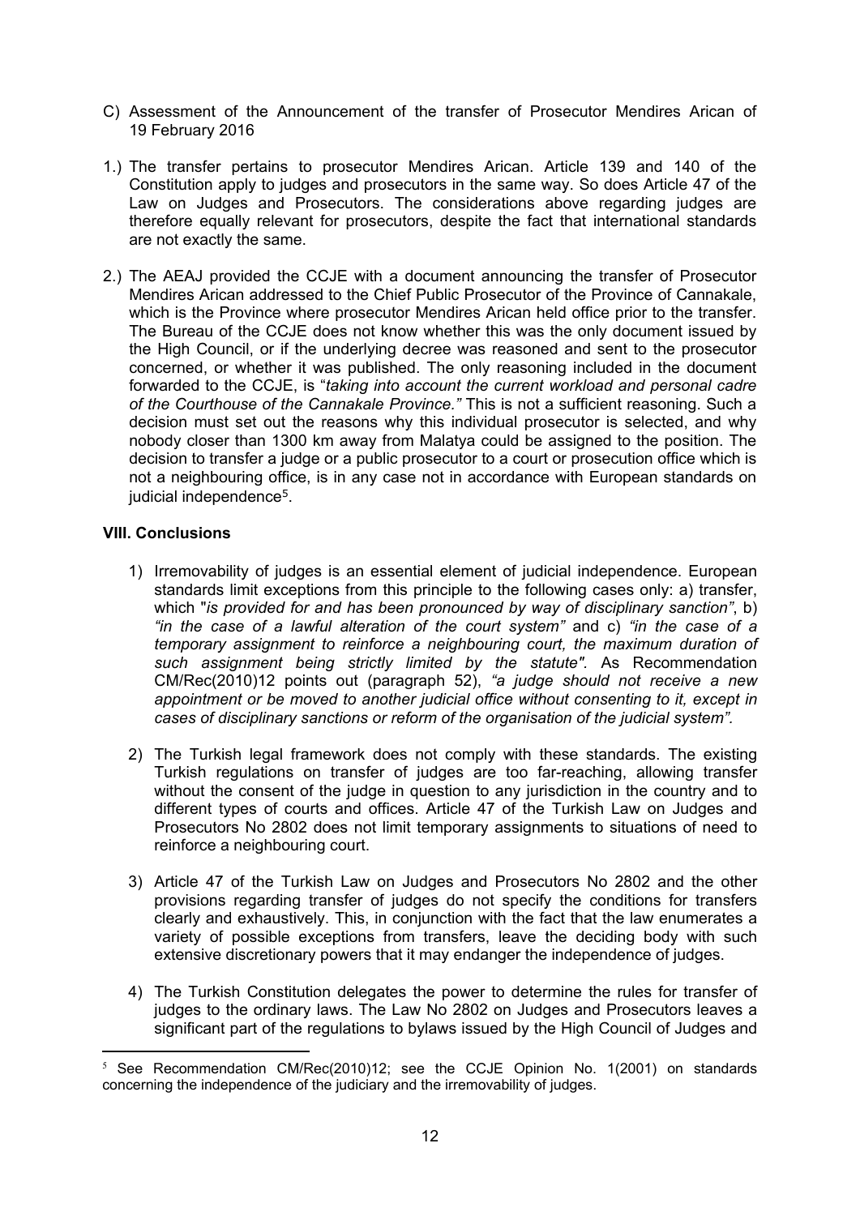C) Assessment of the Announcement of the transfer of Prosecutor Mendires Arican of 19 February 2016

1.) The transfer pertains to prosecutor Mendires Arican. Article 139 and 140 of the Constitution apply to judges and prosecutors in the same way. So does Article 47 of the Law on Judges and Prosecutors. The considerations above regarding judges are therefore equally relevant for prosecutors, despite the fact that international standards are not exactly the same.

2.) The AEAJ provided the CCJE with a document announcing the transfer of Prosecutor Mendires Arican addressed to the Chief Public Prosecutor of the Province of Cannakale, which is the Province where prosecutor Mendires Arican held office prior to the transfer. The Bureau of the CCJE does not know whether this was the only document issued by the High Council, or if the underlying decree was reasoned and sent to the prosecutor concerned, or whether it was published. The only reasoning included in the document forwarded to the CCJE, is "*taking into account the current workload and personal cadre of the Courthouse of the Cannakale Province.*" This is not a sufficient reasoning. Such a decision must set out the reasons why this individual prosecutor is selected, and why nobody closer than 1300 km away from Malatya could be assigned to the position. The decision to transfer a judge or a public prosecutor to a court or prosecution office which is not a neighbouring office, is in any case not in accordance with European standards on judicial independence[5].

### VIII. Conclusions

1) Irremovability of judges is an essential element of judicial independence. European standards limit exceptions from this principle to the following cases only: a) transfer, which "*is provided for and has been pronounced by way of disciplinary sanction"*, b) *"in the case of a lawful alteration of the court system"* and c) *"in the case of a temporary assignment to reinforce a neighbouring court, the maximum duration of such assignment being strictly limited by the statute".* As Recommendation CM/Rec(2010)12 points out (paragraph 52), *"a judge should not receive a new appointment or be moved to another judicial office without consenting to it, except in cases of disciplinary sanctions or reform of the organisation of the judicial system".*

2) The Turkish legal framework does not comply with these standards. The existing Turkish regulations on transfer of judges are too far-reaching, allowing transfer without the consent of the judge in question to any jurisdiction in the country and to different types of courts and offices. Article 47 of the Turkish Law on Judges and Prosecutors No 2802 does not limit temporary assignments to situations of need to reinforce a neighbouring court.

3) Article 47 of the Turkish Law on Judges and Prosecutors No 2802 and the other provisions regarding transfer of judges do not specify the conditions for transfers clearly and exhaustively. This, in conjunction with the fact that the law enumerates a variety of possible exceptions from transfers, leave the deciding body with such extensive discretionary powers that it may endanger the independence of judges.

4) The Turkish Constitution delegates the power to determine the rules for transfer of judges to the ordinary laws. The Law No 2802 on Judges and Prosecutors leaves a significant part of the regulations to bylaws issued by the High Council of Judges and

---

[5] See Recommendation CM/Rec(2010)12; see the CCJE Opinion No. 1(2001) on standards concerning the independence of the judiciary and the irremovability of judges.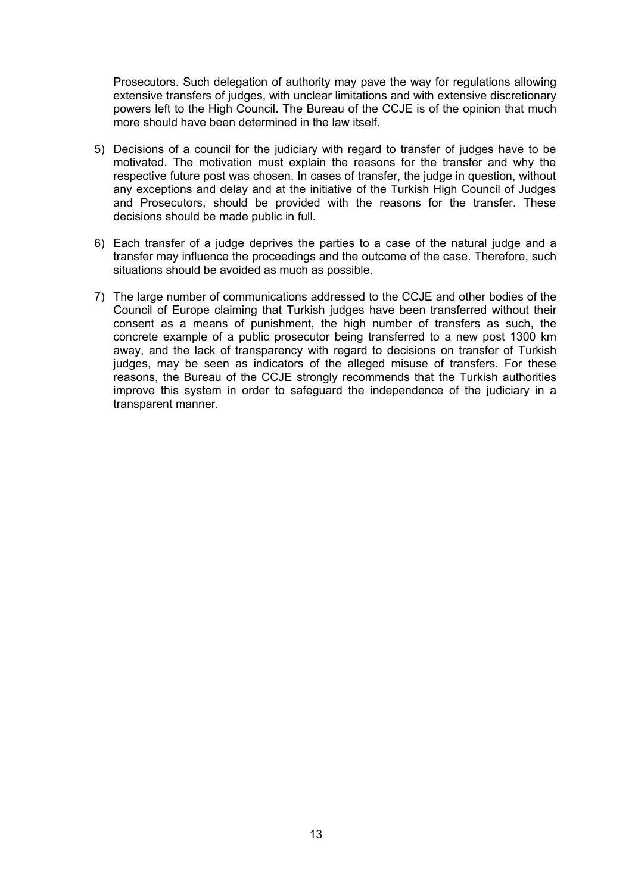Prosecutors. Such delegation of authority may pave the way for regulations allowing extensive transfers of judges, with unclear limitations and with extensive discretionary powers left to the High Council. The Bureau of the CCJE is of the opinion that much more should have been determined in the law itself.

5) Decisions of a council for the judiciary with regard to transfer of judges have to be motivated. The motivation must explain the reasons for the transfer and why the respective future post was chosen. In cases of transfer, the judge in question, without any exceptions and delay and at the initiative of the Turkish High Council of Judges and Prosecutors, should be provided with the reasons for the transfer. These decisions should be made public in full.

6) Each transfer of a judge deprives the parties to a case of the natural judge and a transfer may influence the proceedings and the outcome of the case. Therefore, such situations should be avoided as much as possible.

7) The large number of communications addressed to the CCJE and other bodies of the Council of Europe claiming that Turkish judges have been transferred without their consent as a means of punishment, the high number of transfers as such, the concrete example of a public prosecutor being transferred to a new post 1300 km away, and the lack of transparency with regard to decisions on transfer of Turkish judges, may be seen as indicators of the alleged misuse of transfers. For these reasons, the Bureau of the CCJE strongly recommends that the Turkish authorities improve this system in order to safeguard the independence of the judiciary in a transparent manner.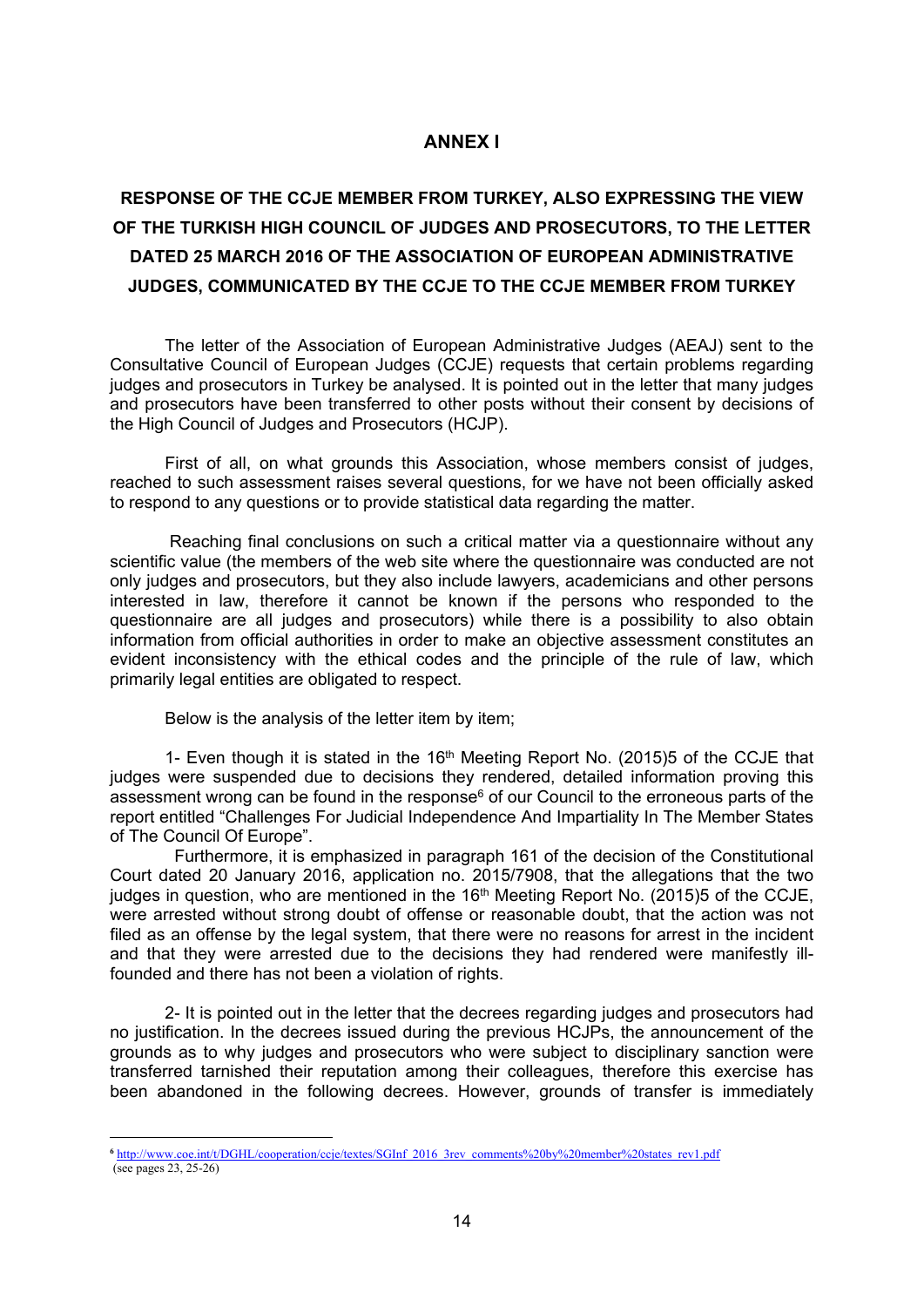## ANNEX I

## RESPONSE OF THE CCJE MEMBER FROM TURKEY, ALSO EXPRESSING THE VIEW OF THE TURKISH HIGH COUNCIL OF JUDGES AND PROSECUTORS, TO THE LETTER DATED 25 MARCH 2016 OF THE ASSOCIATION OF EUROPEAN ADMINISTRATIVE JUDGES, COMMUNICATED BY THE CCJE TO THE CCJE MEMBER FROM TURKEY

The letter of the Association of European Administrative Judges (AEAJ) sent to the Consultative Council of European Judges (CCJE) requests that certain problems regarding judges and prosecutors in Turkey be analysed. It is pointed out in the letter that many judges and prosecutors have been transferred to other posts without their consent by decisions of the High Council of Judges and Prosecutors (HCJP).

First of all, on what grounds this Association, whose members consist of judges, reached to such assessment raises several questions, for we have not been officially asked to respond to any questions or to provide statistical data regarding the matter.

Reaching final conclusions on such a critical matter via a questionnaire without any scientific value (the members of the web site where the questionnaire was conducted are not only judges and prosecutors, but they also include lawyers, academicians and other persons interested in law, therefore it cannot be known if the persons who responded to the questionnaire are all judges and prosecutors) while there is a possibility to also obtain information from official authorities in order to make an objective assessment constitutes an evident inconsistency with the ethical codes and the principle of the rule of law, which primarily legal entities are obligated to respect.

Below is the analysis of the letter item by item;

1- Even though it is stated in the 16th Meeting Report No. (2015)5 of the CCJE that judges were suspended due to decisions they rendered, detailed information proving this assessment wrong can be found in the response[6] of our Council to the erroneous parts of the report entitled "Challenges For Judicial Independence And Impartiality In The Member States of The Council Of Europe".

Furthermore, it is emphasized in paragraph 161 of the decision of the Constitutional Court dated 20 January 2016, application no. 2015/7908, that the allegations that the two judges in question, who are mentioned in the 16th Meeting Report No. (2015)5 of the CCJE, were arrested without strong doubt of offense or reasonable doubt, that the action was not filed as an offense by the legal system, that there were no reasons for arrest in the incident and that they were arrested due to the decisions they had rendered were manifestly ill-founded and there has not been a violation of rights.

2- It is pointed out in the letter that the decrees regarding judges and prosecutors had no justification. In the decrees issued during the previous HCJPs, the announcement of the grounds as to why judges and prosecutors who were subject to disciplinary sanction were transferred tarnished their reputation among their colleagues, therefore this exercise has been abandoned in the following decrees. However, grounds of transfer is immediately

---

[6] http://www.coe.int/t/DGHL/cooperation/ccje/textes/SGInf_2016_3rev_comments%20by%20member%20states_rev1.pdf (see pages 23, 25-26)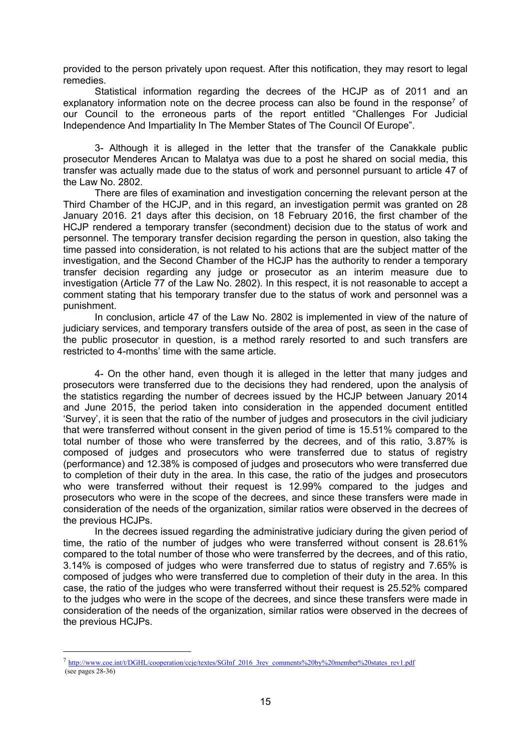provided to the person privately upon request. After this notification, they may resort to legal remedies.

Statistical information regarding the decrees of the HCJP as of 2011 and an explanatory information note on the decree process can also be found in the response[7] of our Council to the erroneous parts of the report entitled "Challenges For Judicial Independence And Impartiality In The Member States of The Council Of Europe".

3- Although it is alleged in the letter that the transfer of the Canakkale public prosecutor Menderes Arıcan to Malatya was due to a post he shared on social media, this transfer was actually made due to the status of work and personnel pursuant to article 47 of the Law No. 2802.

There are files of examination and investigation concerning the relevant person at the Third Chamber of the HCJP, and in this regard, an investigation permit was granted on 28 January 2016. 21 days after this decision, on 18 February 2016, the first chamber of the HCJP rendered a temporary transfer (secondment) decision due to the status of work and personnel. The temporary transfer decision regarding the person in question, also taking the time passed into consideration, is not related to his actions that are the subject matter of the investigation, and the Second Chamber of the HCJP has the authority to render a temporary transfer decision regarding any judge or prosecutor as an interim measure due to investigation (Article 77 of the Law No. 2802). In this respect, it is not reasonable to accept a comment stating that his temporary transfer due to the status of work and personnel was a punishment.

In conclusion, article 47 of the Law No. 2802 is implemented in view of the nature of judiciary services, and temporary transfers outside of the area of post, as seen in the case of the public prosecutor in question, is a method rarely resorted to and such transfers are restricted to 4-months' time with the same article.

4- On the other hand, even though it is alleged in the letter that many judges and prosecutors were transferred due to the decisions they had rendered, upon the analysis of the statistics regarding the number of decrees issued by the HCJP between January 2014 and June 2015, the period taken into consideration in the appended document entitled 'Survey', it is seen that the ratio of the number of judges and prosecutors in the civil judiciary that were transferred without consent in the given period of time is 15.51% compared to the total number of those who were transferred by the decrees, and of this ratio, 3.87% is composed of judges and prosecutors who were transferred due to status of registry (performance) and 12.38% is composed of judges and prosecutors who were transferred due to completion of their duty in the area. In this case, the ratio of the judges and prosecutors who were transferred without their request is 12.99% compared to the judges and prosecutors who were in the scope of the decrees, and since these transfers were made in consideration of the needs of the organization, similar ratios were observed in the decrees of the previous HCJPs.

In the decrees issued regarding the administrative judiciary during the given period of time, the ratio of the number of judges who were transferred without consent is 28.61% compared to the total number of those who were transferred by the decrees, and of this ratio, 3.14% is composed of judges who were transferred due to status of registry and 7.65% is composed of judges who were transferred due to completion of their duty in the area. In this case, the ratio of the judges who were transferred without their request is 25.52% compared to the judges who were in the scope of the decrees, and since these transfers were made in consideration of the needs of the organization, similar ratios were observed in the decrees of the previous HCJPs.

---

[7] http://www.coe.int/t/DGHL/cooperation/ccje/textes/SGInf_2016_3rev_comments%20by%20member%20states_rev1.pdf (see pages 28-36)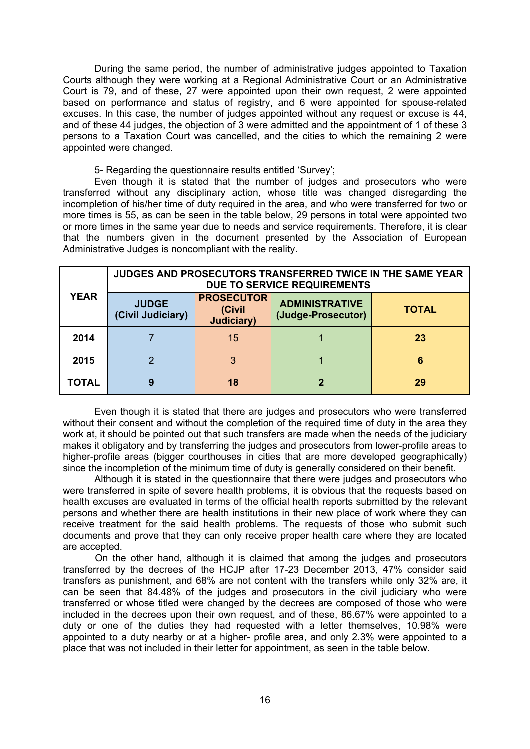During the same period, the number of administrative judges appointed to Taxation Courts although they were working at a Regional Administrative Court or an Administrative Court is 79, and of these, 27 were appointed upon their own request, 2 were appointed based on performance and status of registry, and 6 were appointed for spouse-related excuses. In this case, the number of judges appointed without any request or excuse is 44, and of these 44 judges, the objection of 3 were admitted and the appointment of 1 of these 3 persons to a Taxation Court was cancelled, and the cities to which the remaining 2 were appointed were changed.

5- Regarding the questionnaire results entitled 'Survey';

Even though it is stated that the number of judges and prosecutors who were transferred without any disciplinary action, whose title was changed disregarding the incompletion of his/her time of duty required in the area, and who were transferred for two or more times is 55, as can be seen in the table below, 29 persons in total were appointed two or more times in the same year due to needs and service requirements. Therefore, it is clear that the numbers given in the document presented by the Association of European Administrative Judges is noncompliant with the reality.

| YEAR | JUDGES AND PROSECUTORS TRANSFERRED TWICE IN THE SAME YEAR DUE TO SERVICE REQUIREMENTS | | | |
|---|---|---|---|---|
| | **JUDGE (Civil Judiciary)** | **PROSECUTOR (Civil Judiciary)** | **ADMINISTRATIVE (Judge-Prosecutor)** | **TOTAL** |
| **2014** | 7 | 15 | 1 | **23** |
| **2015** | 2 | 3 | 1 | **6** |
| **TOTAL** | **9** | **18** | **2** | **29** |

Even though it is stated that there are judges and prosecutors who were transferred without their consent and without the completion of the required time of duty in the area they work at, it should be pointed out that such transfers are made when the needs of the judiciary makes it obligatory and by transferring the judges and prosecutors from lower-profile areas to higher-profile areas (bigger courthouses in cities that are more developed geographically) since the incompletion of the minimum time of duty is generally considered on their benefit.

Although it is stated in the questionnaire that there were judges and prosecutors who were transferred in spite of severe health problems, it is obvious that the requests based on health excuses are evaluated in terms of the official health reports submitted by the relevant persons and whether there are health institutions in their new place of work where they can receive treatment for the said health problems. The requests of those who submit such documents and prove that they can only receive proper health care where they are located are accepted.

On the other hand, although it is claimed that among the judges and prosecutors transferred by the decrees of the HCJP after 17-23 December 2013, 47% consider said transfers as punishment, and 68% are not content with the transfers while only 32% are, it can be seen that 84.48% of the judges and prosecutors in the civil judiciary who were transferred or whose titled were changed by the decrees are composed of those who were included in the decrees upon their own request, and of these, 86.67% were appointed to a duty or one of the duties they had requested with a letter themselves, 10.98% were appointed to a duty nearby or at a higher- profile area, and only 2.3% were appointed to a place that was not included in their letter for appointment, as seen in the table below.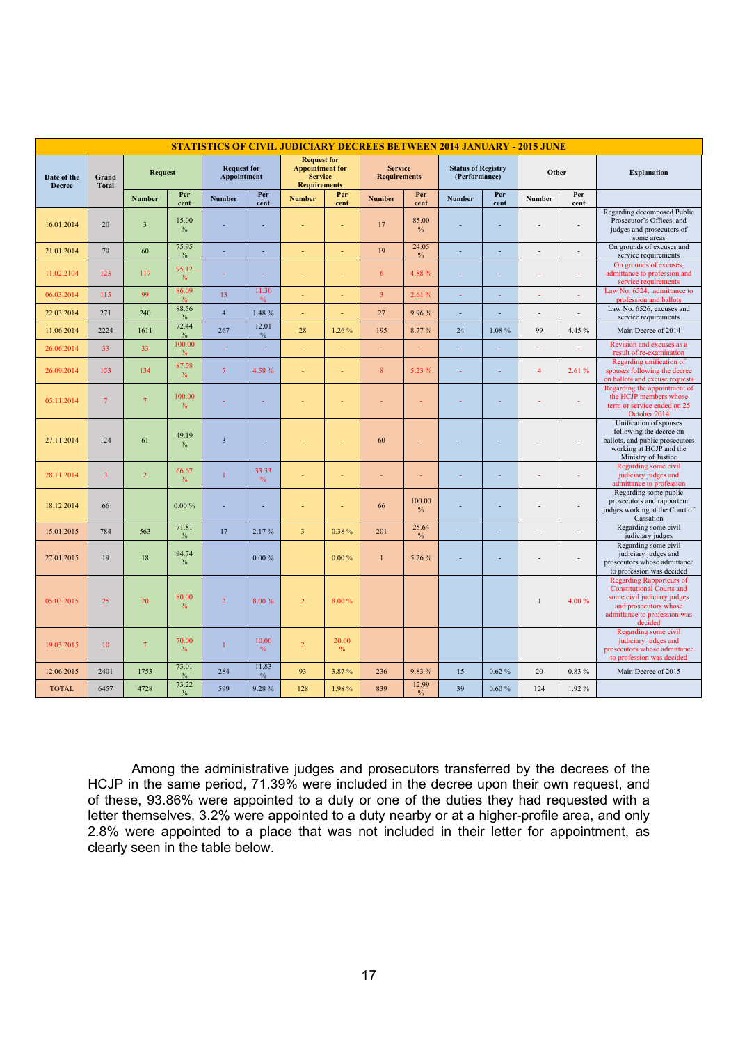| STATISTICS OF CIVIL JUDICIARY DECREES BETWEEN 2014 JANUARY - 2015 JUNE | | | | | | | | | | | | | | |
|---|---|---|---|---|---|---|---|---|---|---|---|---|---|---|
| Date of the Decree | Grand Total | Request | | Request for Appointment | | Request for Appointment for Service Requirements | | Service Requirements | | Status of Registry (Performance) | | Other | | Explanation |
| | | Number | Per cent | Number | Per cent | Number | Per cent | Number | Per cent | Number | Per cent | Number | Per cent | |
| 16.01.2014 | 20 | 3 | 15.00 % | - | - | - | - | 17 | 85.00 % | - | - | - | - | Regarding decomposed Public Prosecutor's Offices, and judges and prosecutors of some areas |
| 21.01.2014 | 79 | 60 | 75.95 % | - | - | - | - | 19 | 24.05 % | - | - | - | - | On grounds of excuses and service requirements |
| 11.02.2104 | 123 | 117 | 95.12 % | - | - | - | - | 6 | 4.88 % | - | - | - | - | On grounds of excuses, admittance to profession and service requirements |
| 06.03.2014 | 115 | 99 | 86.09 % | 13 | 11.30 % | - | - | 3 | 2.61 % | - | - | - | - | Law No. 6524, admittance to profession and ballots |
| 22.03.2014 | 271 | 240 | 88.56 % | 4 | 1.48 % | - | - | 27 | 9.96 % | - | - | - | - | Law No. 6526, excuses and service requirements |
| 11.06.2014 | 2224 | 1611 | 72.44 % | 267 | 12.01 % | 28 | 1.26 % | 195 | 8.77 % | 24 | 1.08 % | 99 | 4.45 % | Main Decree of 2014 |
| 26.06.2014 | 33 | 33 | 100.00 % | - | - | - | - | - | - | - | - | - | - | Revision and excuses as a result of re-examination |
| 26.09.2014 | 153 | 134 | 87.58 % | 7 | 4.58 % | - | - | 8 | 5.23 % | - | - | 4 | 2.61 % | Regarding unification of spouses following the decree on ballots and excuse requests |
| 05.11.2014 | 7 | 7 | 100.00 % | - | - | - | - | - | - | - | - | - | - | Regarding the appointment of the HCJP members whose term or service ended on 25 October 2014 |
| 27.11.2014 | 124 | 61 | 49.19 % | 3 | - | - | - | 60 | - | - | - | - | - | Unification of spouses following the decree on ballots, and public prosecutors working at HCJP and the Ministry of Justice |
| 28.11.2014 | 3 | 2 | 66.67 % | 1 | 33.33 % | - | - | - | - | - | - | - | - | Regarding some civil judiciary judges and admittance to profession |
| 18.12.2014 | 66 | | 0.00 % | - | - | - | - | 66 | 100.00 % | - | - | - | - | Regarding some public prosecutors and rapporteur judges working at the Court of Cassation |
| 15.01.2015 | 784 | 563 | 71.81 % | 17 | 2.17 % | 3 | 0.38 % | 201 | 25.64 % | - | - | - | - | Regarding some civil judiciary judges |
| 27.01.2015 | 19 | 18 | 94.74 % | | 0.00 % | | 0.00 % | 1 | 5.26 % | - | - | - | - | Regarding some civil judiciary judges and prosecutors whose admittance to profession was decided |
| 05.03.2015 | 25 | 20 | 80.00 % | 2 | 8.00 % | 2 | 8.00 % | | | | | 1 | 4.00 % | Regarding Rapporteurs of Constitutional Courts and some civil judiciary judges and prosecutors whose admittance to profession was decided |
| 19.03.2015 | 10 | 7 | 70.00 % | 1 | 10.00 % | 2 | 20.00 % | | | | | | | Regarding some civil judiciary judges and prosecutors whose admittance to profession was decided |
| 12.06.2015 | 2401 | 1753 | 73.01 % | 284 | 11.83 % | 93 | 3.87 % | 236 | 9.83 % | 15 | 0.62 % | 20 | 0.83 % | Main Decree of 2015 |
| TOTAL | 6457 | 4728 | 73.22 % | 599 | 9.28 % | 128 | 1.98 % | 839 | 12.99 % | 39 | 0.60 % | 124 | 1.92 % | |

Among the administrative judges and prosecutors transferred by the decrees of the HCJP in the same period, 71.39% were included in the decree upon their own request, and of these, 93.86% were appointed to a duty or one of the duties they had requested with a letter themselves, 3.2% were appointed to a duty nearby or at a higher-profile area, and only 2.8% were appointed to a place that was not included in their letter for appointment, as clearly seen in the table below.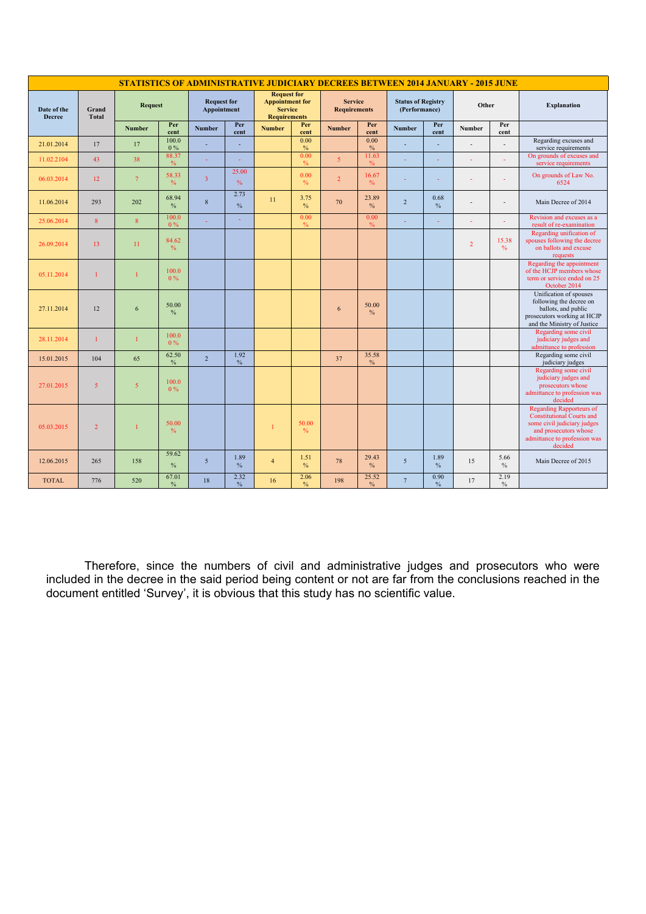| STATISTICS OF ADMINISTRATIVE JUDICIARY DECREES BETWEEN 2014 JANUARY - 2015 JUNE | | | | | | | | | | | | | | |
|---|---|---|---|---|---|---|---|---|---|---|---|---|---|---|
| Date of the Decree | Grand Total | Request | | Request for Appointment | | Request for Appointment for Service Requirements | | Service Requirements | | Status of Registry (Performance) | | Other | | Explanation |
| | | Number | Per cent | Number | Per cent | Number | Per cent | Number | Per cent | Number | Per cent | Number | Per cent | |
| 21.01.2014 | 17 | 17 | 100.00 % | - | - | | 0.00 % | | 0.00 % | - | - | - | - | Regarding excuses and service requirements |
| 11.02.2104 | 43 | 38 | 88.37 % | - | - | | 0.00 % | 5 | 11.63 % | - | - | - | - | On grounds of excuses and service requirements |
| 06.03.2014 | 12 | 7 | 58.33 % | 3 | 25.00 % | | 0.00 % | 2 | 16.67 % | - | - | - | - | On grounds of Law No. 6524 |
| 11.06.2014 | 293 | 202 | 68.94 % | 8 | 2.73 % | 11 | 3.75 % | 70 | 23.89 % | 2 | 0.68 % | - | - | Main Decree of 2014 |
| 25.06.2014 | 8 | 8 | 100.00 % | - | - | | 0.00 % | | 0.00 % | - | - | - | - | Revision and excuses as a result of re-examination |
| 26.09.2014 | 13 | 11 | 84.62 % | | | | | | | | | 2 | 15.38 % | Regarding unification of spouses following the decree on ballots and excuse requests |
| 05.11.2014 | 1 | 1 | 100.00 % | | | | | | | | | | | Regarding the appointment of the HCJP members whose term or service ended on 25 October 2014 |
| 27.11.2014 | 12 | 6 | 50.00 % | | | | | 6 | 50.00 % | | | | | Unification of spouses following the decree on ballots, and public prosecutors working at HCJP and the Ministry of Justice |
| 28.11.2014 | 1 | 1 | 100.00 % | | | | | | | | | | | Regarding some civil judiciary judges and admittance to profession |
| 15.01.2015 | 104 | 65 | 62.50 % | 2 | 1.92 % | | | 37 | 35.58 % | | | | | Regarding some civil judiciary judges |
| 27.01.2015 | 5 | 5 | 100.00 % | | | | | | | | | | | Regarding some civil judiciary judges and prosecutors whose admittance to profession was decided |
| 05.03.2015 | 2 | 1 | 50.00 % | | | 1 | 50.00 % | | | | | | | Regarding Rapporteurs of Constitutional Courts and some civil judiciary judges and prosecutors whose admittance to profession was decided |
| 12.06.2015 | 265 | 158 | 59.62 % | 5 | 1.89 % | 4 | 1.51 % | 78 | 29.43 % | 5 | 1.89 % | 15 | 5.66 % | Main Decree of 2015 |
| TOTAL | 776 | 520 | 67.01 % | 18 | 2.32 % | 16 | 2.06 % | 198 | 25.52 % | 7 | 0.90 % | 17 | 2.19 % | |

Therefore, since the numbers of civil and administrative judges and prosecutors who were included in the decree in the said period being content or not are far from the conclusions reached in the document entitled 'Survey', it is obvious that this study has no scientific value.